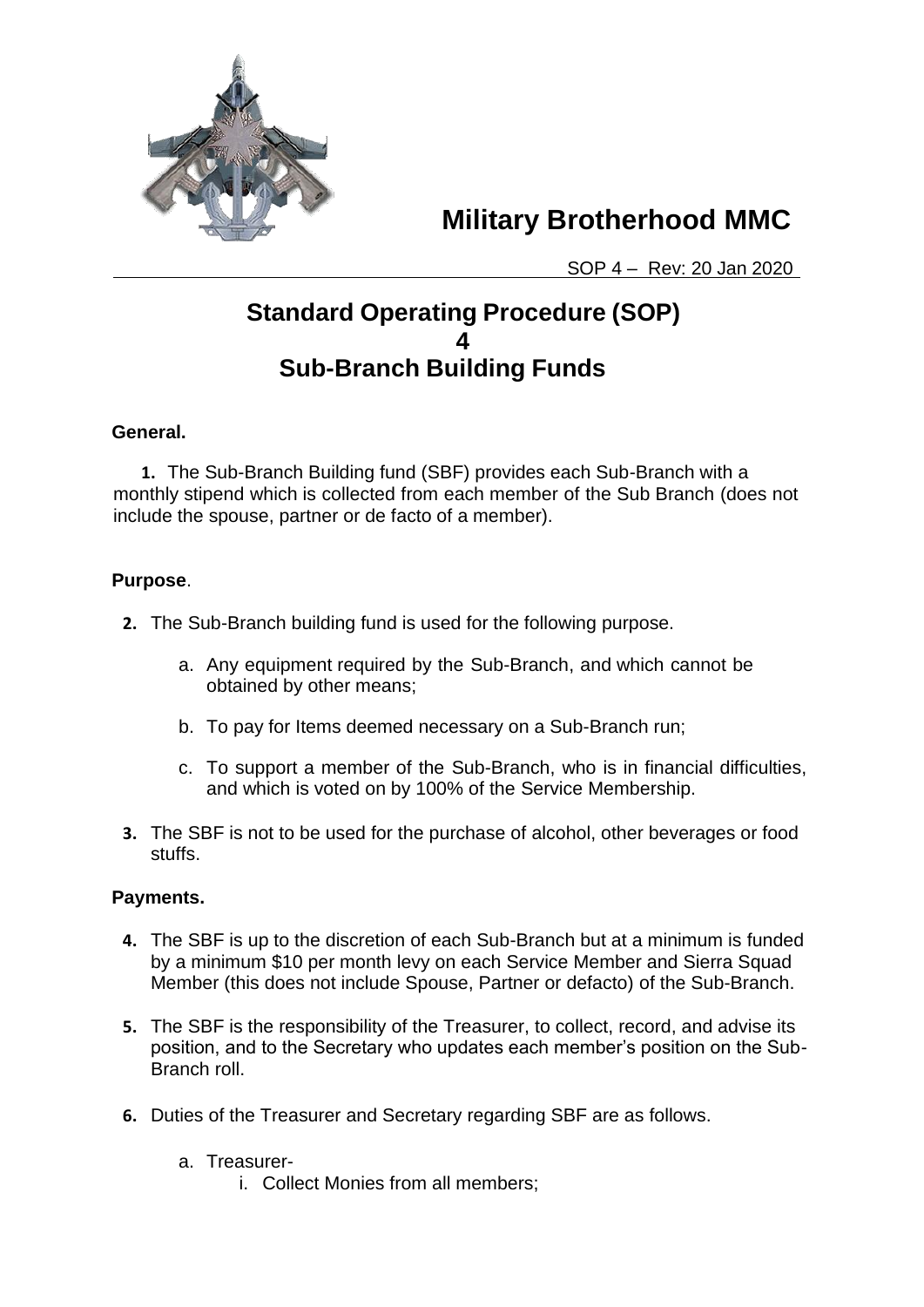# Military Brotherhood MMC

SOP 4 – Rev: 20 Jan 2020

## Standard Operating Procedure (SOP) 4 Sub-Branch Building Funds

**General.**

1. The Sub-Branch Building fund (SBF) provides each Sub-Branch with a monthly stipend which is collected from each member of the Sub Branch (does not include the spouse, partner or de facto of a member).

**Purpose**.

2. The Sub-Branch building fund is used for the following purpose.

    a. Any equipment required by the Sub-Branch, and which cannot be obtained by other means;

    b. To pay for Items deemed necessary on a Sub-Branch run;

    c. To support a member of the Sub-Branch, who is in financial difficulties, and which is voted on by 100% of the Service Membership.

3. The SBF is not to be used for the purchase of alcohol, other beverages or food stuffs.

**Payments.**

4. The SBF is up to the discretion of each Sub-Branch but at a minimum is funded by a minimum $10 per month levy on each Service Member and Sierra Squad Member (this does not include Spouse, Partner or defacto) of the Sub-Branch.

5. The SBF is the responsibility of the Treasurer, to collect, record, and advise its position, and to the Secretary who updates each member's position on the Sub-Branch roll.

6. Duties of the Treasurer and Secretary regarding SBF are as follows.

    a. Treasurer-

        i. Collect Monies from all members;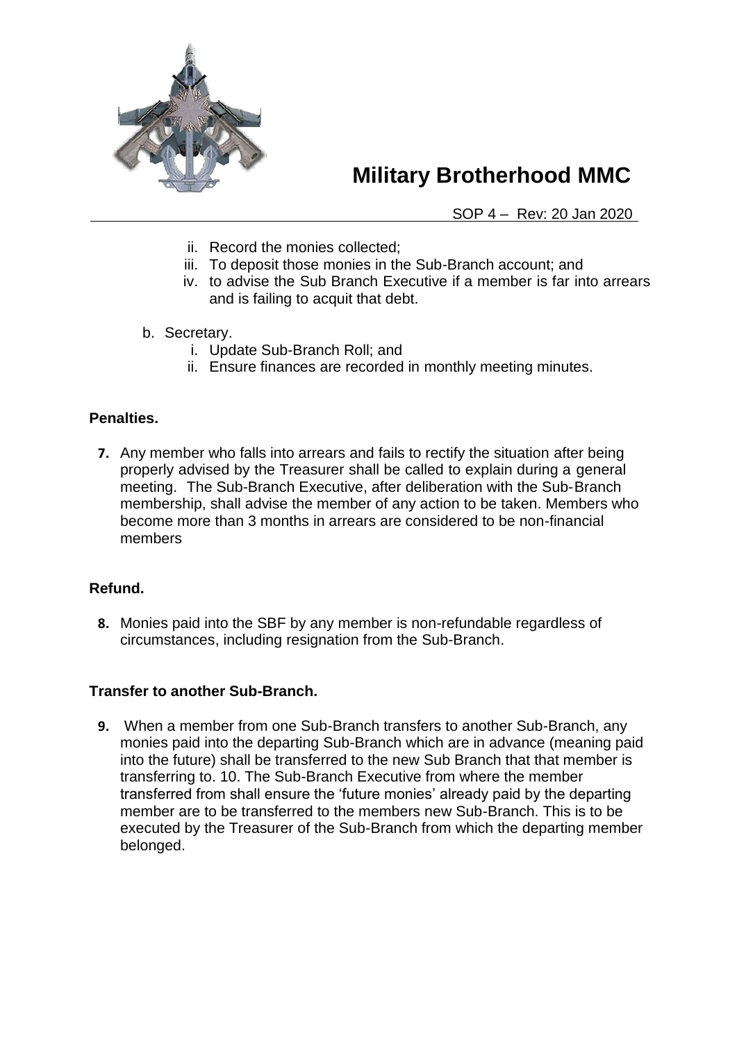ii. Record the monies collected;
iii. To deposit those monies in the Sub-Branch account; and
iv. to advise the Sub Branch Executive if a member is far into arrears and is failing to acquit that debt.

b. Secretary.
   i. Update Sub-Branch Roll; and
   ii. Ensure finances are recorded in monthly meeting minutes.

**Penalties.**

**7.** Any member who falls into arrears and fails to rectify the situation after being properly advised by the Treasurer shall be called to explain during a general meeting. The Sub-Branch Executive, after deliberation with the Sub-Branch membership, shall advise the member of any action to be taken. Members who become more than 3 months in arrears are considered to be non-financial members

**Refund.**

**8.** Monies paid into the SBF by any member is non-refundable regardless of circumstances, including resignation from the Sub-Branch.

**Transfer to another Sub-Branch.**

**9.** When a member from one Sub-Branch transfers to another Sub-Branch, any monies paid into the departing Sub-Branch which are in advance (meaning paid into the future) shall be transferred to the new Sub Branch that that member is transferring to. 10. The Sub-Branch Executive from where the member transferred from shall ensure the 'future monies' already paid by the departing member are to be transferred to the members new Sub-Branch. This is to be executed by the Treasurer of the Sub-Branch from which the departing member belonged.